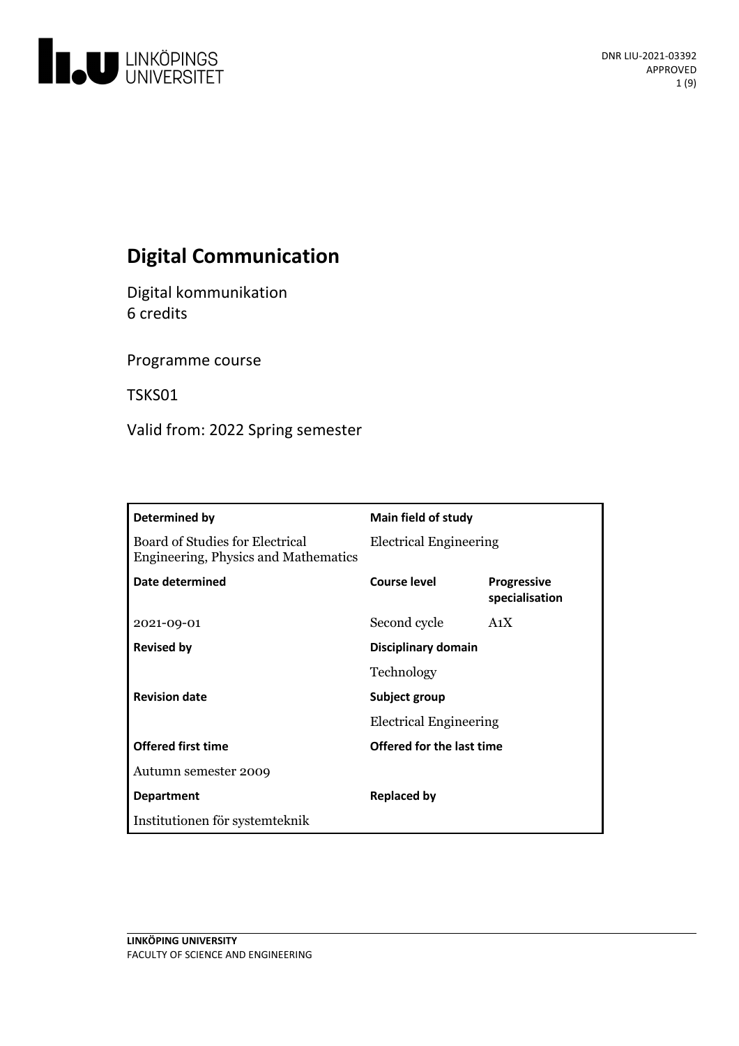# Digital Communication

Digital kommunikation
6 credits

Programme course

TSKS01

Valid from: 2022 Spring semester

| Determined by | Main field of study | |
|---|---|---|
| Board of Studies for Electrical Engineering, Physics and Mathematics | Electrical Engineering | |
| **Date determined** | **Course level** | **Progressive specialisation** |
| 2021-09-01 | Second cycle | A1X |
| **Revised by** | **Disciplinary domain** | |
| | Technology | |
| **Revision date** | **Subject group** | |
| | Electrical Engineering | |
| **Offered first time** | **Offered for the last time** | |
| Autumn semester 2009 | | |
| **Department** | **Replaced by** | |
| Institutionen för systemteknik | | |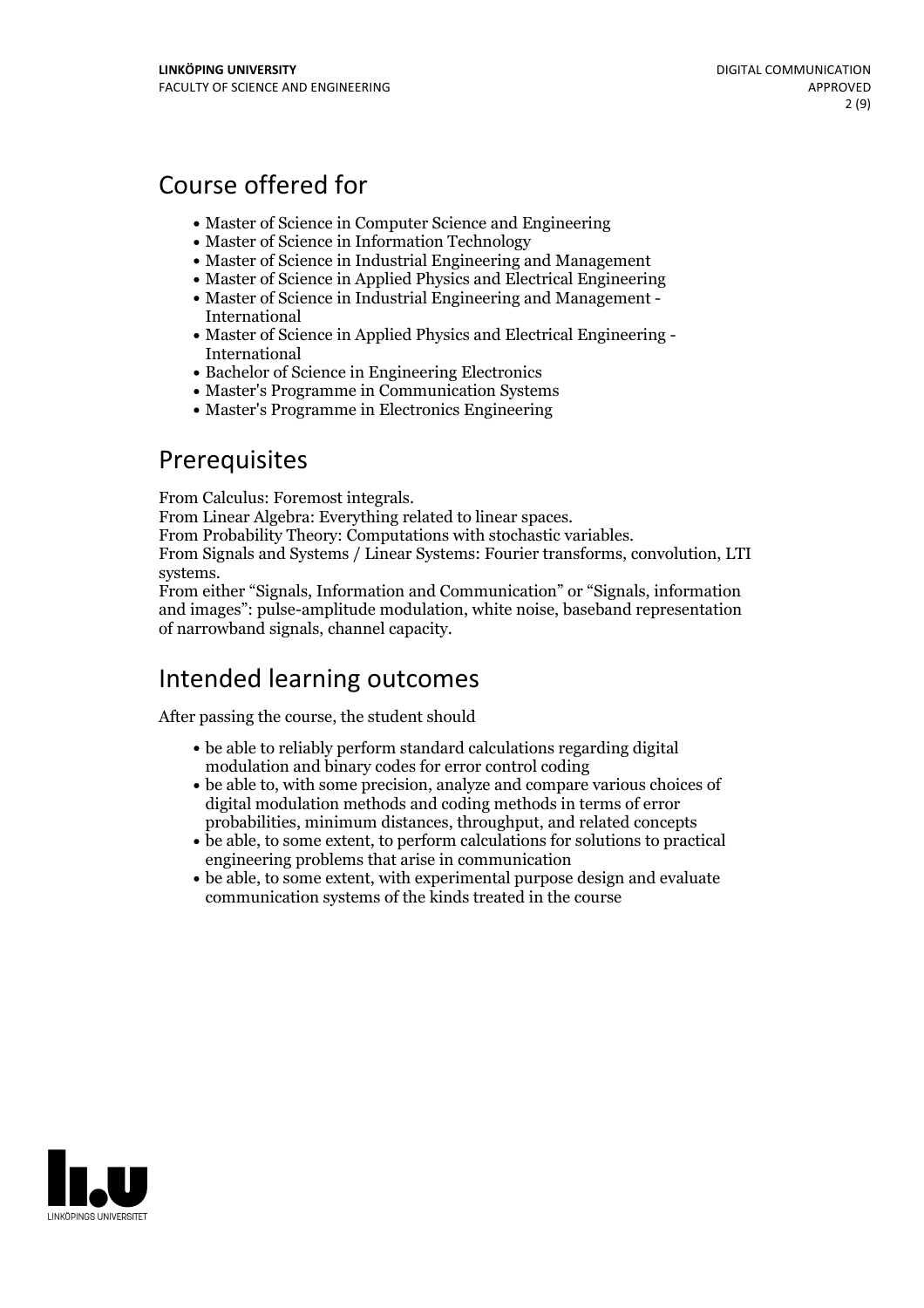## Course offered for

- Master of Science in Computer Science and Engineering
- Master of Science in Information Technology
- Master of Science in Industrial Engineering and Management
- Master of Science in Applied Physics and Electrical Engineering
- Master of Science in Industrial Engineering and Management - International
- Master of Science in Applied Physics and Electrical Engineering - International
- Bachelor of Science in Engineering Electronics
- Master's Programme in Communication Systems
- Master's Programme in Electronics Engineering

## Prerequisites

From Calculus: Foremost integrals.
From Linear Algebra: Everything related to linear spaces.
From Probability Theory: Computations with stochastic variables.
From Signals and Systems / Linear Systems: Fourier transforms, convolution, LTI systems.
From either "Signals, Information and Communication" or "Signals, information and images": pulse-amplitude modulation, white noise, baseband representation of narrowband signals, channel capacity.

## Intended learning outcomes

After passing the course, the student should

- be able to reliably perform standard calculations regarding digital modulation and binary codes for error control coding
- be able to, with some precision, analyze and compare various choices of digital modulation methods and coding methods in terms of error probabilities, minimum distances, throughput, and related concepts
- be able, to some extent, to perform calculations for solutions to practical engineering problems that arise in communication
- be able, to some extent, with experimental purpose design and evaluate communication systems of the kinds treated in the course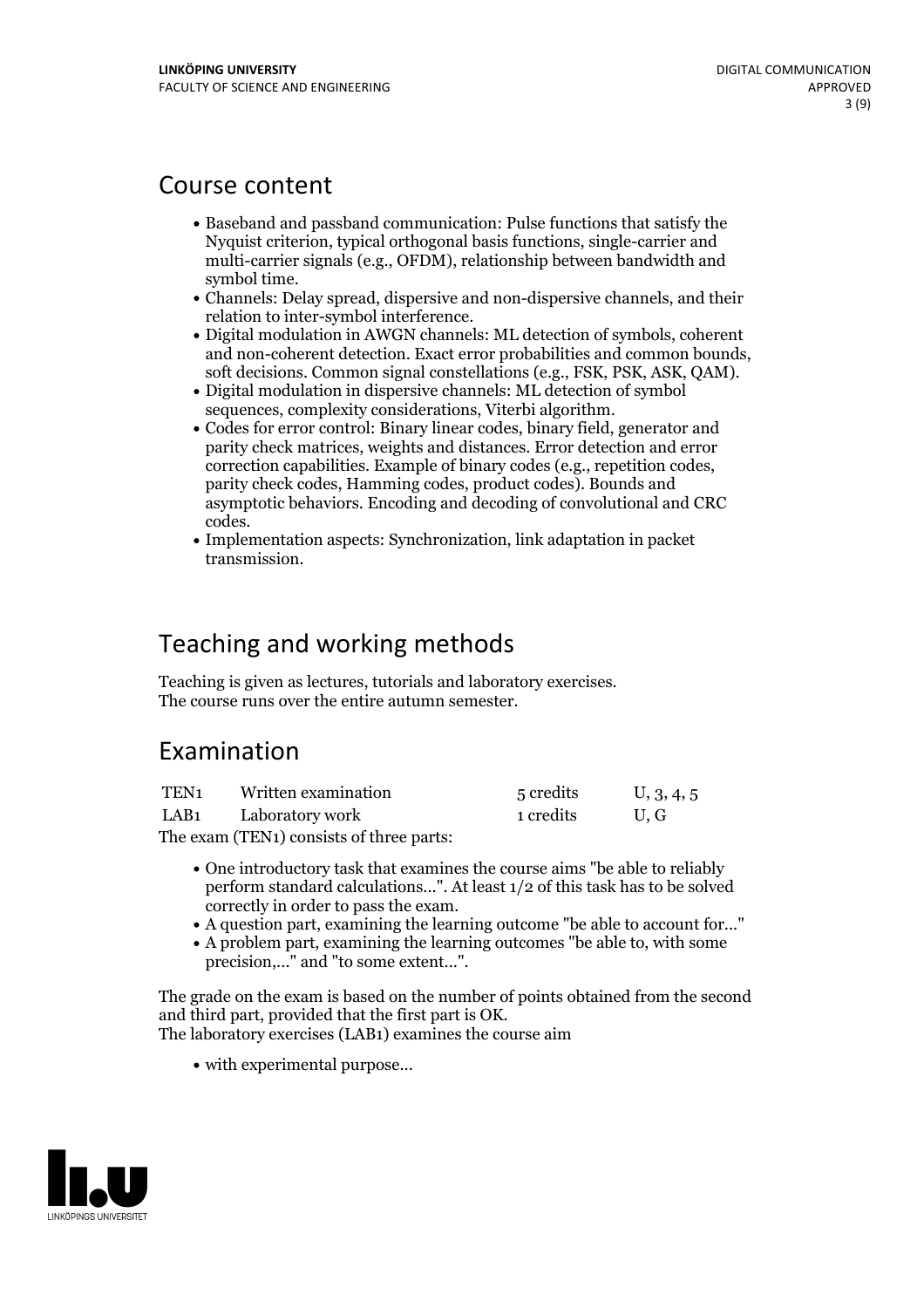## Course content

- Baseband and passband communication: Pulse functions that satisfy the Nyquist criterion, typical orthogonal basis functions, single-carrier and multi-carrier signals (e.g., OFDM), relationship between bandwidth and symbol time.
- Channels: Delay spread, dispersive and non-dispersive channels, and their relation to inter-symbol interference.
- Digital modulation in AWGN channels: ML detection of symbols, coherent and non-coherent detection. Exact error probabilities and common bounds, soft decisions. Common signal constellations (e.g., FSK, PSK, ASK, QAM).
- Digital modulation in dispersive channels: ML detection of symbol sequences, complexity considerations, Viterbi algorithm.
- Codes for error control: Binary linear codes, binary field, generator and parity check matrices, weights and distances. Error detection and error correction capabilities. Example of binary codes (e.g., repetition codes, parity check codes, Hamming codes, product codes). Bounds and asymptotic behaviors. Encoding and decoding of convolutional and CRC codes.
- Implementation aspects: Synchronization, link adaptation in packet transmission.

## Teaching and working methods

Teaching is given as lectures, tutorials and laboratory exercises.
The course runs over the entire autumn semester.

## Examination

| | | | |
|---|---|---|---|
| TEN1 | Written examination | 5 credits | U, 3, 4, 5 |
| LAB1 | Laboratory work | 1 credits | U, G |

The exam (TEN1) consists of three parts:

- One introductory task that examines the course aims "be able to reliably perform standard calculations...". At least 1/2 of this task has to be solved correctly in order to pass the exam.
- A question part, examining the learning outcome "be able to account for..."
- A problem part, examining the learning outcomes "be able to, with some precision,..." and "to some extent...".

The grade on the exam is based on the number of points obtained from the second and third part, provided that the first part is OK.
The laboratory exercises (LAB1) examines the course aim

- with experimental purpose...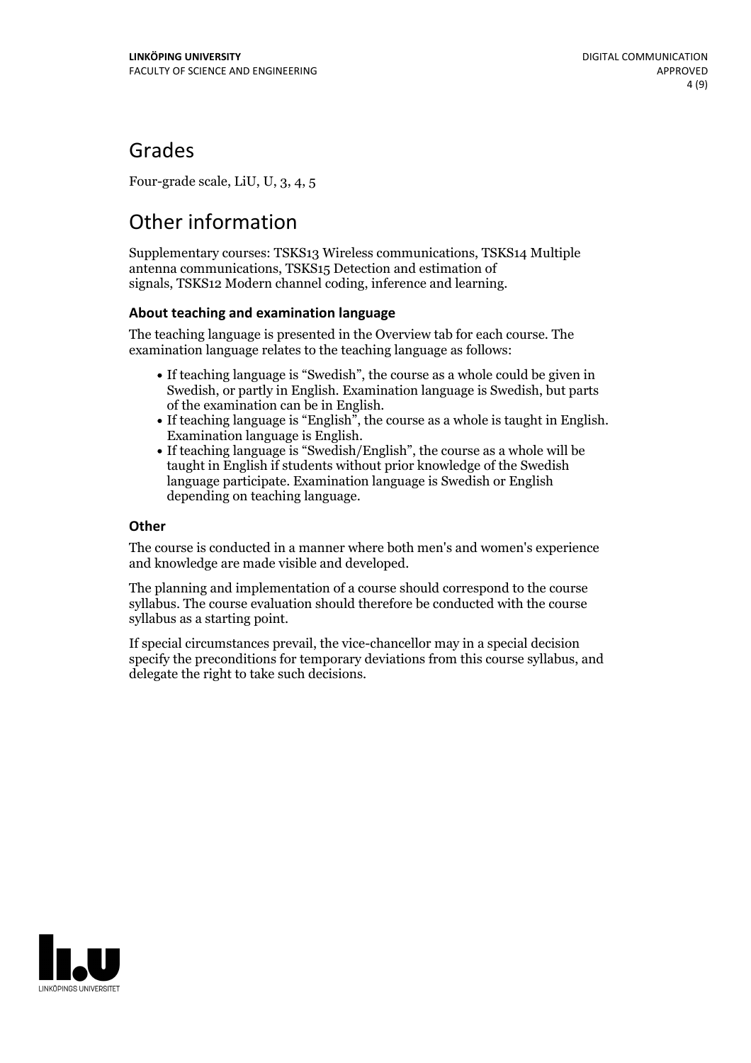## Grades

Four-grade scale, LiU, U, 3, 4, 5

## Other information

Supplementary courses: TSKS13 Wireless communications, TSKS14 Multiple antenna communications, TSKS15 Detection and estimation of signals, TSKS12 Modern channel coding, inference and learning.

### About teaching and examination language

The teaching language is presented in the Overview tab for each course. The examination language relates to the teaching language as follows:

- If teaching language is "Swedish", the course as a whole could be given in Swedish, or partly in English. Examination language is Swedish, but parts of the examination can be in English.
- If teaching language is "English", the course as a whole is taught in English. Examination language is English.
- If teaching language is "Swedish/English", the course as a whole will be taught in English if students without prior knowledge of the Swedish language participate. Examination language is Swedish or English depending on teaching language.

### Other

The course is conducted in a manner where both men's and women's experience and knowledge are made visible and developed.

The planning and implementation of a course should correspond to the course syllabus. The course evaluation should therefore be conducted with the course syllabus as a starting point.

If special circumstances prevail, the vice-chancellor may in a special decision specify the preconditions for temporary deviations from this course syllabus, and delegate the right to take such decisions.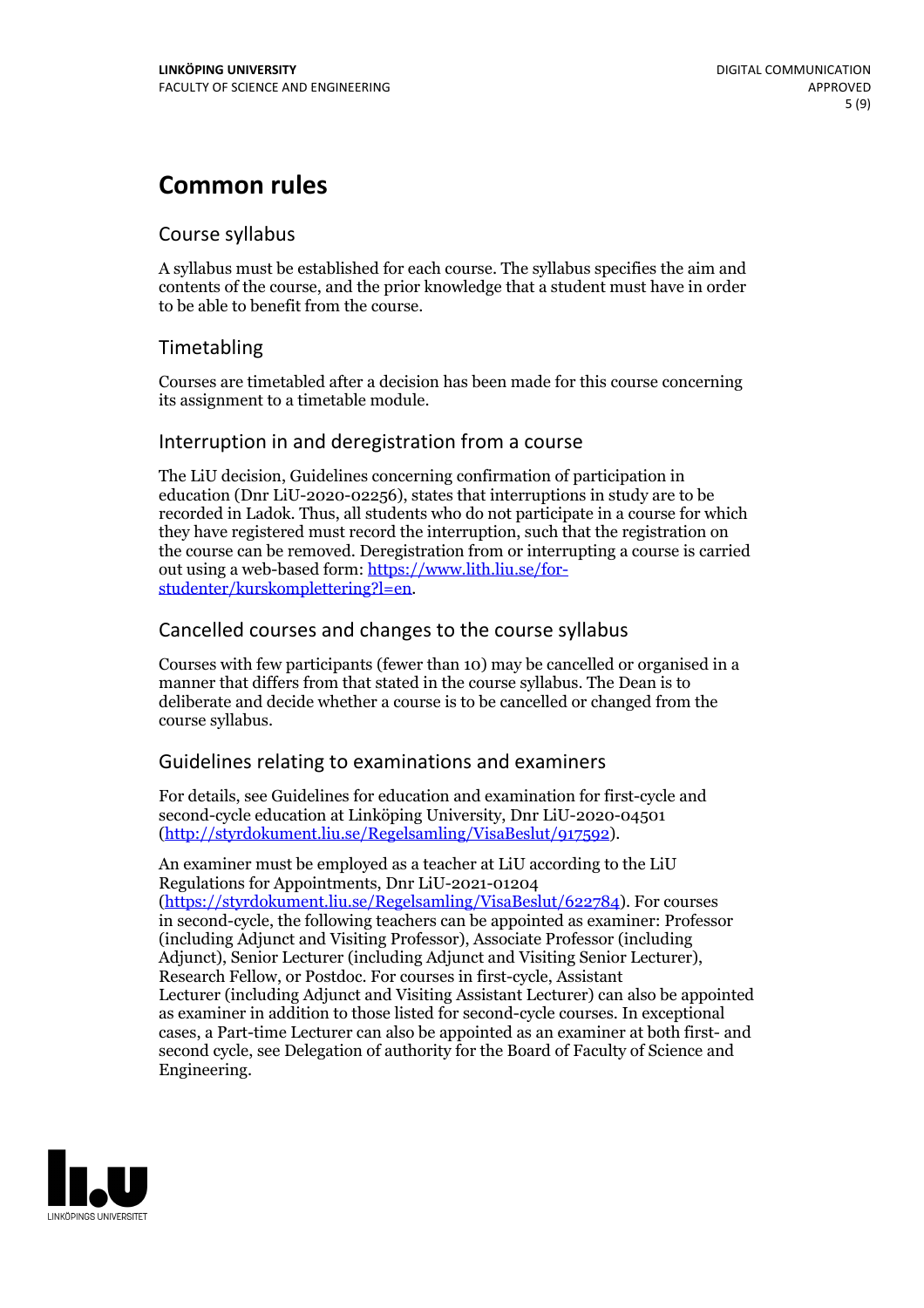# Common rules

## Course syllabus

A syllabus must be established for each course. The syllabus specifies the aim and contents of the course, and the prior knowledge that a student must have in order to be able to benefit from the course.

## Timetabling

Courses are timetabled after a decision has been made for this course concerning its assignment to a timetable module.

## Interruption in and deregistration from a course

The LiU decision, Guidelines concerning confirmation of participation in education (Dnr LiU-2020-02256), states that interruptions in study are to be recorded in Ladok. Thus, all students who do not participate in a course for which they have registered must record the interruption, such that the registration on the course can be removed. Deregistration from or interrupting a course is carried out using a web-based form: https://www.lith.liu.se/for-studenter/kurskomplettering?l=en.

## Cancelled courses and changes to the course syllabus

Courses with few participants (fewer than 10) may be cancelled or organised in a manner that differs from that stated in the course syllabus. The Dean is to deliberate and decide whether a course is to be cancelled or changed from the course syllabus.

## Guidelines relating to examinations and examiners

For details, see Guidelines for education and examination for first-cycle and second-cycle education at Linköping University, Dnr LiU-2020-04501 (http://styrdokument.liu.se/Regelsamling/VisaBeslut/917592).

An examiner must be employed as a teacher at LiU according to the LiU Regulations for Appointments, Dnr LiU-2021-01204 (https://styrdokument.liu.se/Regelsamling/VisaBeslut/622784). For courses in second-cycle, the following teachers can be appointed as examiner: Professor (including Adjunct and Visiting Professor), Associate Professor (including Adjunct), Senior Lecturer (including Adjunct and Visiting Senior Lecturer), Research Fellow, or Postdoc. For courses in first-cycle, Assistant Lecturer (including Adjunct and Visiting Assistant Lecturer) can also be appointed as examiner in addition to those listed for second-cycle courses. In exceptional cases, a Part-time Lecturer can also be appointed as an examiner at both first- and second cycle, see Delegation of authority for the Board of Faculty of Science and Engineering.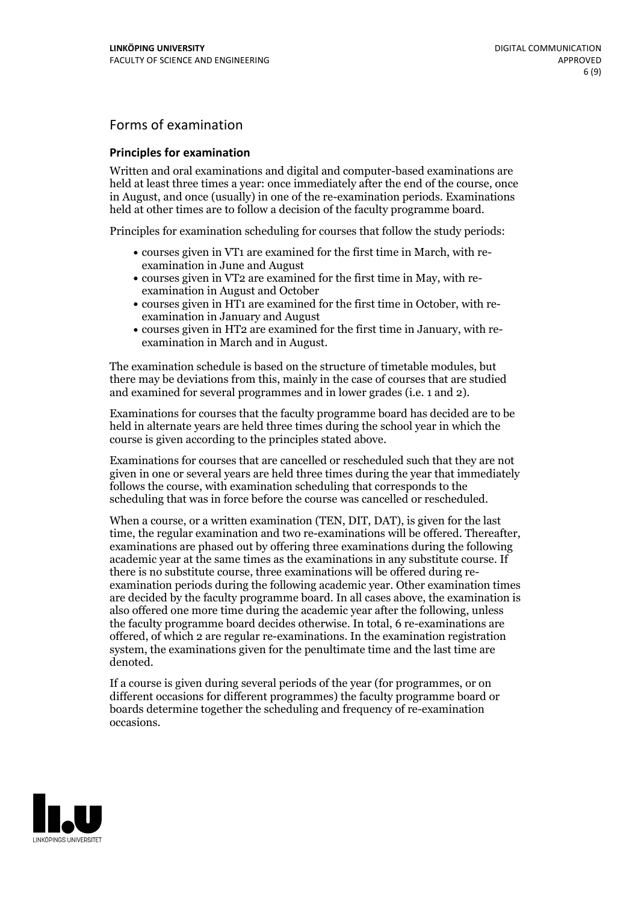## Forms of examination

### Principles for examination

Written and oral examinations and digital and computer-based examinations are held at least three times a year: once immediately after the end of the course, once in August, and once (usually) in one of the re-examination periods. Examinations held at other times are to follow a decision of the faculty programme board.

Principles for examination scheduling for courses that follow the study periods:

- courses given in VT1 are examined for the first time in March, with re-examination in June and August
- courses given in VT2 are examined for the first time in May, with re-examination in August and October
- courses given in HT1 are examined for the first time in October, with re-examination in January and August
- courses given in HT2 are examined for the first time in January, with re-examination in March and in August.

The examination schedule is based on the structure of timetable modules, but there may be deviations from this, mainly in the case of courses that are studied and examined for several programmes and in lower grades (i.e. 1 and 2).

Examinations for courses that the faculty programme board has decided are to be held in alternate years are held three times during the school year in which the course is given according to the principles stated above.

Examinations for courses that are cancelled or rescheduled such that they are not given in one or several years are held three times during the year that immediately follows the course, with examination scheduling that corresponds to the scheduling that was in force before the course was cancelled or rescheduled.

When a course, or a written examination (TEN, DIT, DAT), is given for the last time, the regular examination and two re-examinations will be offered. Thereafter, examinations are phased out by offering three examinations during the following academic year at the same times as the examinations in any substitute course. If there is no substitute course, three examinations will be offered during re-examination periods during the following academic year. Other examination times are decided by the faculty programme board. In all cases above, the examination is also offered one more time during the academic year after the following, unless the faculty programme board decides otherwise. In total, 6 re-examinations are offered, of which 2 are regular re-examinations. In the examination registration system, the examinations given for the penultimate time and the last time are denoted.

If a course is given during several periods of the year (for programmes, or on different occasions for different programmes) the faculty programme board or boards determine together the scheduling and frequency of re-examination occasions.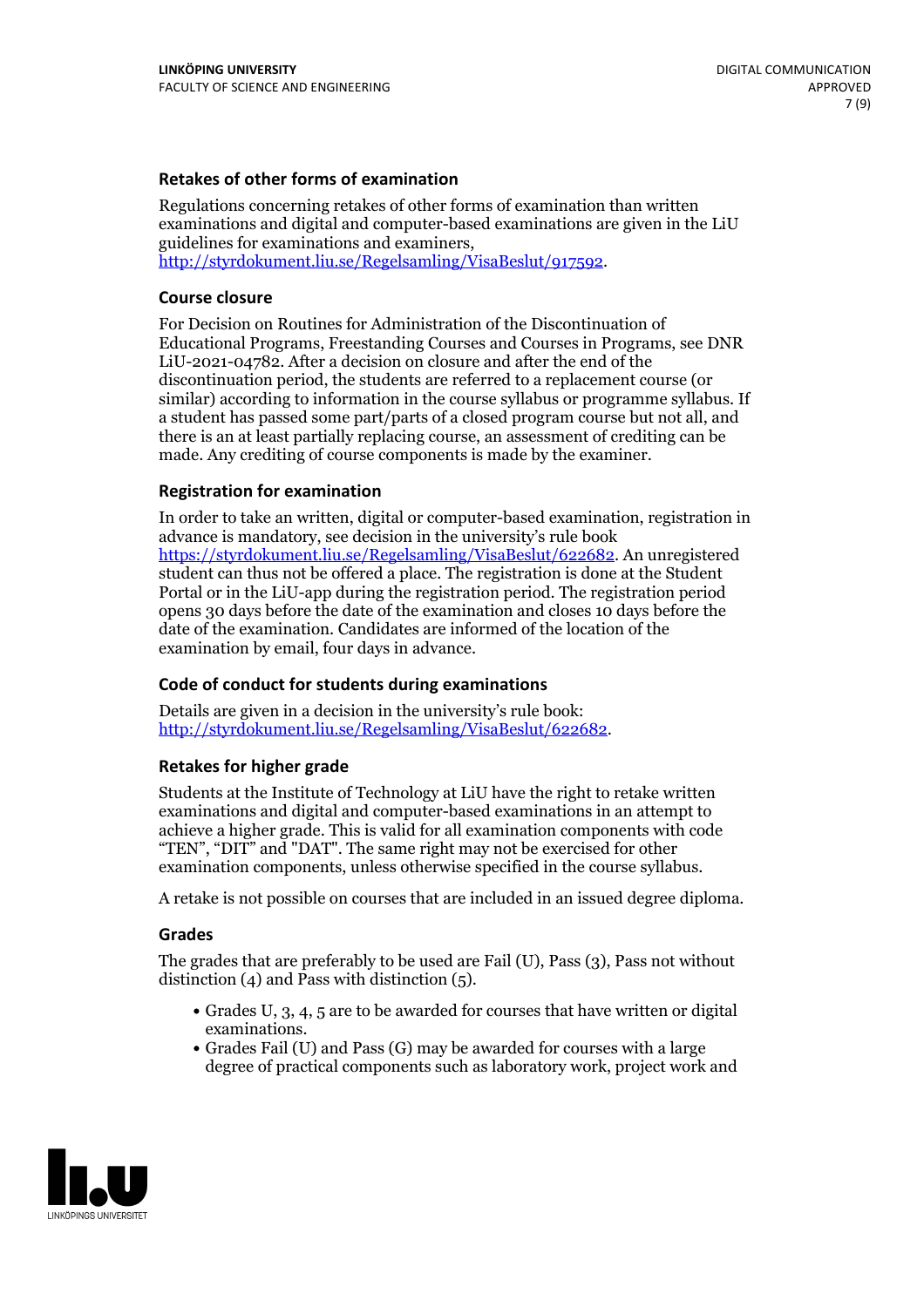### Retakes of other forms of examination

Regulations concerning retakes of other forms of examination than written examinations and digital and computer-based examinations are given in the LiU guidelines for examinations and examiners, http://styrdokument.liu.se/Regelsamling/VisaBeslut/917592.

### Course closure

For Decision on Routines for Administration of the Discontinuation of Educational Programs, Freestanding Courses and Courses in Programs, see DNR LiU-2021-04782. After a decision on closure and after the end of the discontinuation period, the students are referred to a replacement course (or similar) according to information in the course syllabus or programme syllabus. If a student has passed some part/parts of a closed program course but not all, and there is an at least partially replacing course, an assessment of crediting can be made. Any crediting of course components is made by the examiner.

### Registration for examination

In order to take an written, digital or computer-based examination, registration in advance is mandatory, see decision in the university's rule book https://styrdokument.liu.se/Regelsamling/VisaBeslut/622682. An unregistered student can thus not be offered a place. The registration is done at the Student Portal or in the LiU-app during the registration period. The registration period opens 30 days before the date of the examination and closes 10 days before the date of the examination. Candidates are informed of the location of the examination by email, four days in advance.

### Code of conduct for students during examinations

Details are given in a decision in the university's rule book: http://styrdokument.liu.se/Regelsamling/VisaBeslut/622682.

### Retakes for higher grade

Students at the Institute of Technology at LiU have the right to retake written examinations and digital and computer-based examinations in an attempt to achieve a higher grade. This is valid for all examination components with code "TEN", "DIT" and "DAT". The same right may not be exercised for other examination components, unless otherwise specified in the course syllabus.

A retake is not possible on courses that are included in an issued degree diploma.

### Grades

The grades that are preferably to be used are Fail (U), Pass (3), Pass not without distinction (4) and Pass with distinction (5).

- Grades U, 3, 4, 5 are to be awarded for courses that have written or digital examinations.
- Grades Fail (U) and Pass (G) may be awarded for courses with a large degree of practical components such as laboratory work, project work and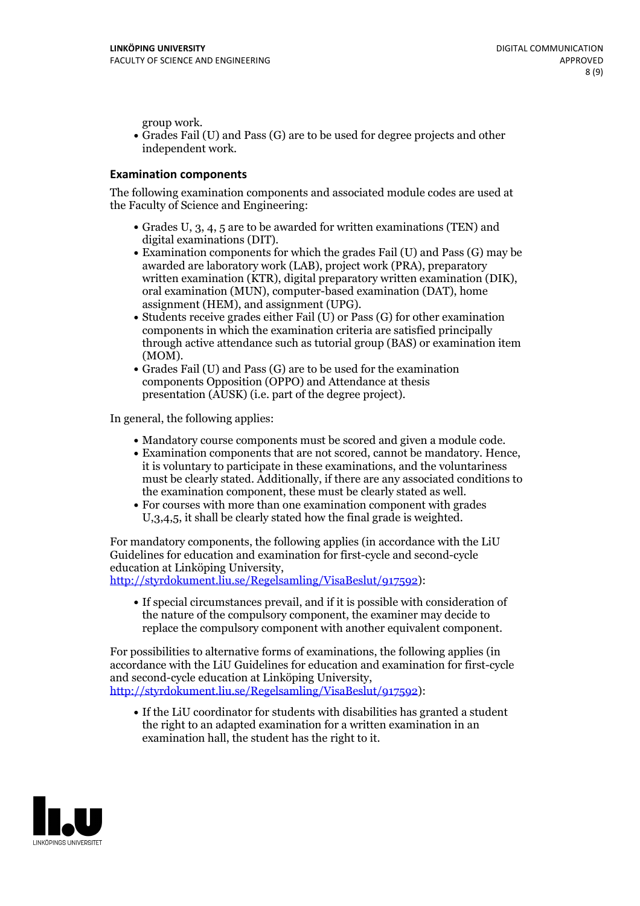group work.

- Grades Fail (U) and Pass (G) are to be used for degree projects and other independent work.

### Examination components

The following examination components and associated module codes are used at the Faculty of Science and Engineering:

- Grades U, 3, 4, 5 are to be awarded for written examinations (TEN) and digital examinations (DIT).
- Examination components for which the grades Fail (U) and Pass (G) may be awarded are laboratory work (LAB), project work (PRA), preparatory written examination (KTR), digital preparatory written examination (DIK), oral examination (MUN), computer-based examination (DAT), home assignment (HEM), and assignment (UPG).
- Students receive grades either Fail (U) or Pass (G) for other examination components in which the examination criteria are satisfied principally through active attendance such as tutorial group (BAS) or examination item (MOM).
- Grades Fail (U) and Pass (G) are to be used for the examination components Opposition (OPPO) and Attendance at thesis presentation (AUSK) (i.e. part of the degree project).

In general, the following applies:

- Mandatory course components must be scored and given a module code.
- Examination components that are not scored, cannot be mandatory. Hence, it is voluntary to participate in these examinations, and the voluntariness must be clearly stated. Additionally, if there are any associated conditions to the examination component, these must be clearly stated as well.
- For courses with more than one examination component with grades U,3,4,5, it shall be clearly stated how the final grade is weighted.

For mandatory components, the following applies (in accordance with the LiU Guidelines for education and examination for first-cycle and second-cycle education at Linköping University, http://styrdokument.liu.se/Regelsamling/VisaBeslut/917592):

- If special circumstances prevail, and if it is possible with consideration of the nature of the compulsory component, the examiner may decide to replace the compulsory component with another equivalent component.

For possibilities to alternative forms of examinations, the following applies (in accordance with the LiU Guidelines for education and examination for first-cycle and second-cycle education at Linköping University, http://styrdokument.liu.se/Regelsamling/VisaBeslut/917592):

- If the LiU coordinator for students with disabilities has granted a student the right to an adapted examination for a written examination in an examination hall, the student has the right to it.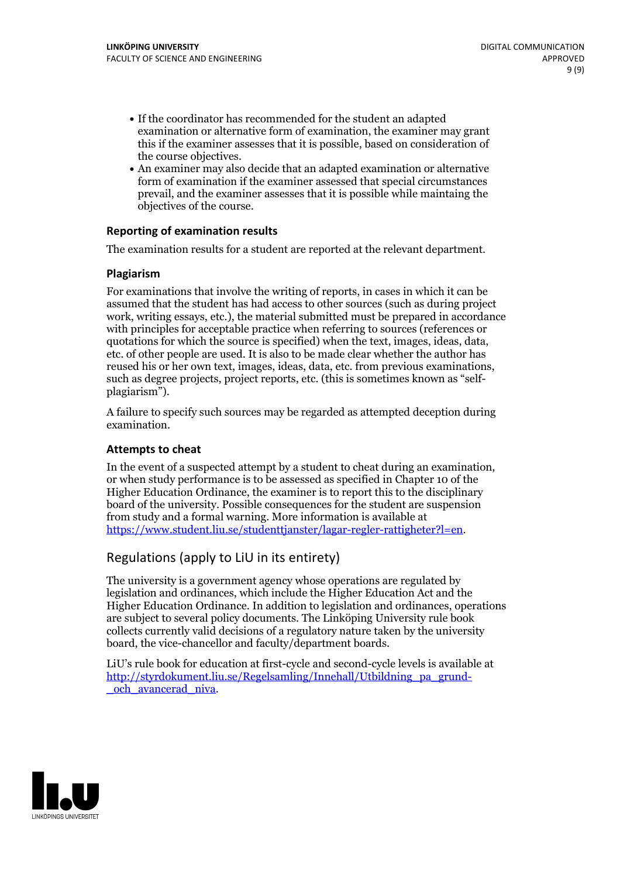- If the coordinator has recommended for the student an adapted examination or alternative form of examination, the examiner may grant this if the examiner assesses that it is possible, based on consideration of the course objectives.
- An examiner may also decide that an adapted examination or alternative form of examination if the examiner assessed that special circumstances prevail, and the examiner assesses that it is possible while maintaing the objectives of the course.

### Reporting of examination results

The examination results for a student are reported at the relevant department.

### Plagiarism

For examinations that involve the writing of reports, in cases in which it can be assumed that the student has had access to other sources (such as during project work, writing essays, etc.), the material submitted must be prepared in accordance with principles for acceptable practice when referring to sources (references or quotations for which the source is specified) when the text, images, ideas, data, etc. of other people are used. It is also to be made clear whether the author has reused his or her own text, images, ideas, data, etc. from previous examinations, such as degree projects, project reports, etc. (this is sometimes known as "self-plagiarism").

A failure to specify such sources may be regarded as attempted deception during examination.

### Attempts to cheat

In the event of a suspected attempt by a student to cheat during an examination, or when study performance is to be assessed as specified in Chapter 10 of the Higher Education Ordinance, the examiner is to report this to the disciplinary board of the university. Possible consequences for the student are suspension from study and a formal warning. More information is available at https://www.student.liu.se/studenttjanster/lagar-regler-rattigheter?l=en.

## Regulations (apply to LiU in its entirety)

The university is a government agency whose operations are regulated by legislation and ordinances, which include the Higher Education Act and the Higher Education Ordinance. In addition to legislation and ordinances, operations are subject to several policy documents. The Linköping University rule book collects currently valid decisions of a regulatory nature taken by the university board, the vice-chancellor and faculty/department boards.

LiU's rule book for education at first-cycle and second-cycle levels is available at http://styrdokument.liu.se/Regelsamling/Innehall/Utbildning_pa_grund-_och_avancerad_niva.